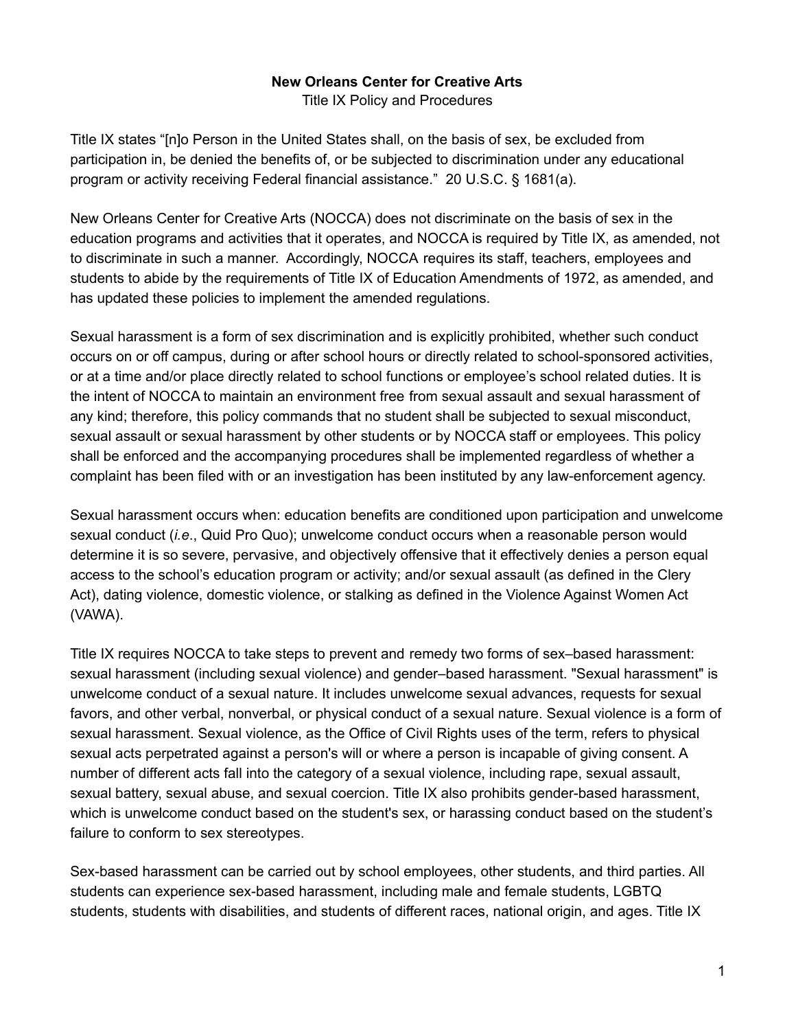**New Orleans Center for Creative Arts**

Title IX Policy and Procedures

Title IX states "[n]o Person in the United States shall, on the basis of sex, be excluded from participation in, be denied the benefits of, or be subjected to discrimination under any educational program or activity receiving Federal financial assistance." 20 U.S.C. § 1681(a).

New Orleans Center for Creative Arts (NOCCA) does not discriminate on the basis of sex in the education programs and activities that it operates, and NOCCA is required by Title IX, as amended, not to discriminate in such a manner. Accordingly, NOCCA requires its staff, teachers, employees and students to abide by the requirements of Title IX of Education Amendments of 1972, as amended, and has updated these policies to implement the amended regulations.

Sexual harassment is a form of sex discrimination and is explicitly prohibited, whether such conduct occurs on or off campus, during or after school hours or directly related to school-sponsored activities, or at a time and/or place directly related to school functions or employee's school related duties. It is the intent of NOCCA to maintain an environment free from sexual assault and sexual harassment of any kind; therefore, this policy commands that no student shall be subjected to sexual misconduct, sexual assault or sexual harassment by other students or by NOCCA staff or employees. This policy shall be enforced and the accompanying procedures shall be implemented regardless of whether a complaint has been filed with or an investigation has been instituted by any law-enforcement agency.

Sexual harassment occurs when: education benefits are conditioned upon participation and unwelcome sexual conduct (*i.e.*, Quid Pro Quo); unwelcome conduct occurs when a reasonable person would determine it is so severe, pervasive, and objectively offensive that it effectively denies a person equal access to the school's education program or activity; and/or sexual assault (as defined in the Clery Act), dating violence, domestic violence, or stalking as defined in the Violence Against Women Act (VAWA).

Title IX requires NOCCA to take steps to prevent and remedy two forms of sex–based harassment: sexual harassment (including sexual violence) and gender–based harassment. "Sexual harassment" is unwelcome conduct of a sexual nature. It includes unwelcome sexual advances, requests for sexual favors, and other verbal, nonverbal, or physical conduct of a sexual nature. Sexual violence is a form of sexual harassment. Sexual violence, as the Office of Civil Rights uses of the term, refers to physical sexual acts perpetrated against a person's will or where a person is incapable of giving consent. A number of different acts fall into the category of a sexual violence, including rape, sexual assault, sexual battery, sexual abuse, and sexual coercion. Title IX also prohibits gender-based harassment, which is unwelcome conduct based on the student's sex, or harassing conduct based on the student's failure to conform to sex stereotypes.

Sex-based harassment can be carried out by school employees, other students, and third parties. All students can experience sex-based harassment, including male and female students, LGBTQ students, students with disabilities, and students of different races, national origin, and ages. Title IX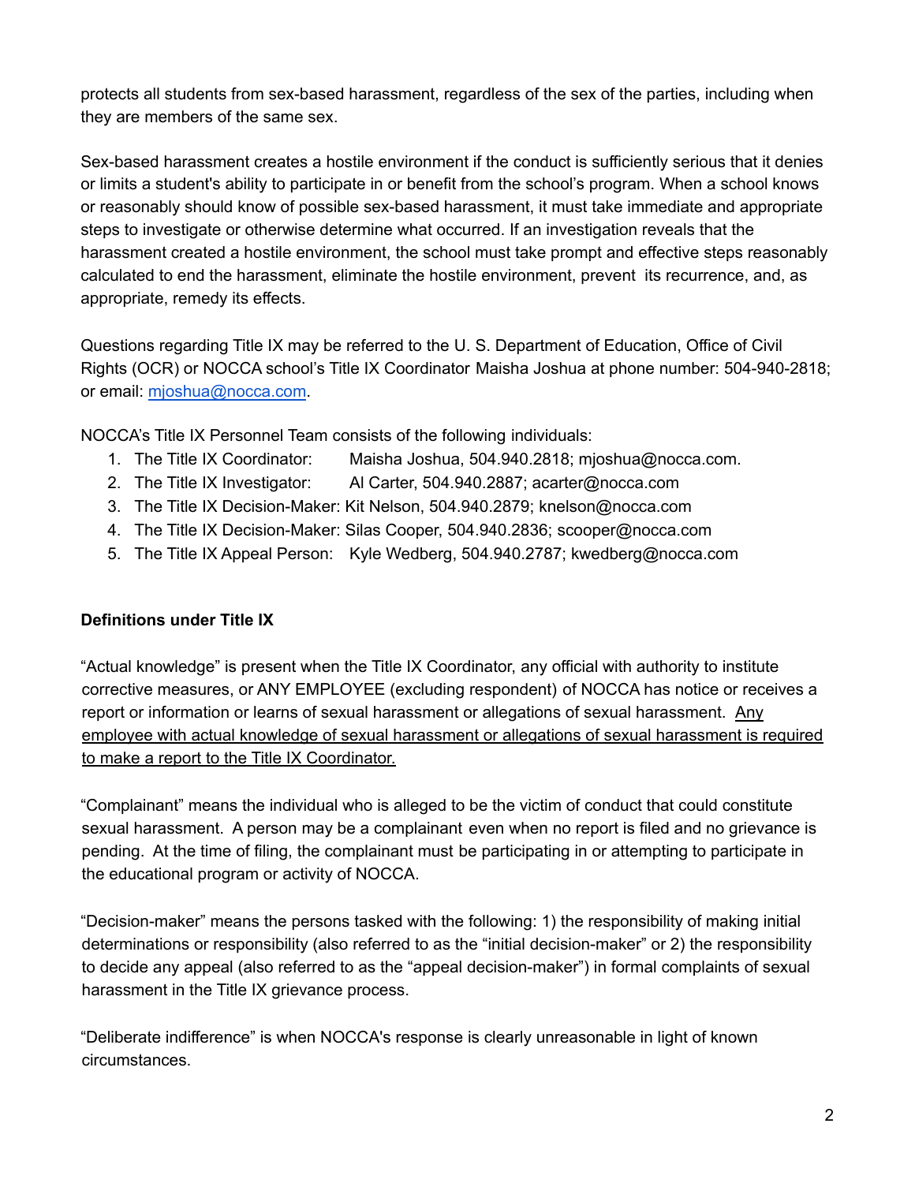protects all students from sex-based harassment, regardless of the sex of the parties, including when they are members of the same sex.

Sex-based harassment creates a hostile environment if the conduct is sufficiently serious that it denies or limits a student's ability to participate in or benefit from the school's program. When a school knows or reasonably should know of possible sex-based harassment, it must take immediate and appropriate steps to investigate or otherwise determine what occurred. If an investigation reveals that the harassment created a hostile environment, the school must take prompt and effective steps reasonably calculated to end the harassment, eliminate the hostile environment, prevent its recurrence, and, as appropriate, remedy its effects.

Questions regarding Title IX may be referred to the U. S. Department of Education, Office of Civil Rights (OCR) or NOCCA school's Title IX Coordinator Maisha Joshua at phone number: 504-940-2818; or email: [mjoshua@nocca.com](mailto:mjoshua@nocca.com).

NOCCA's Title IX Personnel Team consists of the following individuals:

1. The Title IX Coordinator: Maisha Joshua, 504.940.2818; mjoshua@nocca.com.
2. The Title IX Investigator: Al Carter, 504.940.2887; acarter@nocca.com
3. The Title IX Decision-Maker: Kit Nelson, 504.940.2879; knelson@nocca.com
4. The Title IX Decision-Maker: Silas Cooper, 504.940.2836; scooper@nocca.com
5. The Title IX Appeal Person: Kyle Wedberg, 504.940.2787; kwedberg@nocca.com

**Definitions under Title IX**

"Actual knowledge" is present when the Title IX Coordinator, any official with authority to institute corrective measures, or ANY EMPLOYEE (excluding respondent) of NOCCA has notice or receives a report or information or learns of sexual harassment or allegations of sexual harassment. <u>Any employee with actual knowledge of sexual harassment or allegations of sexual harassment is required to make a report to the Title IX Coordinator.</u>

"Complainant" means the individual who is alleged to be the victim of conduct that could constitute sexual harassment. A person may be a complainant even when no report is filed and no grievance is pending. At the time of filing, the complainant must be participating in or attempting to participate in the educational program or activity of NOCCA.

"Decision-maker" means the persons tasked with the following: 1) the responsibility of making initial determinations or responsibility (also referred to as the "initial decision-maker" or 2) the responsibility to decide any appeal (also referred to as the "appeal decision-maker") in formal complaints of sexual harassment in the Title IX grievance process.

"Deliberate indifference" is when NOCCA's response is clearly unreasonable in light of known circumstances.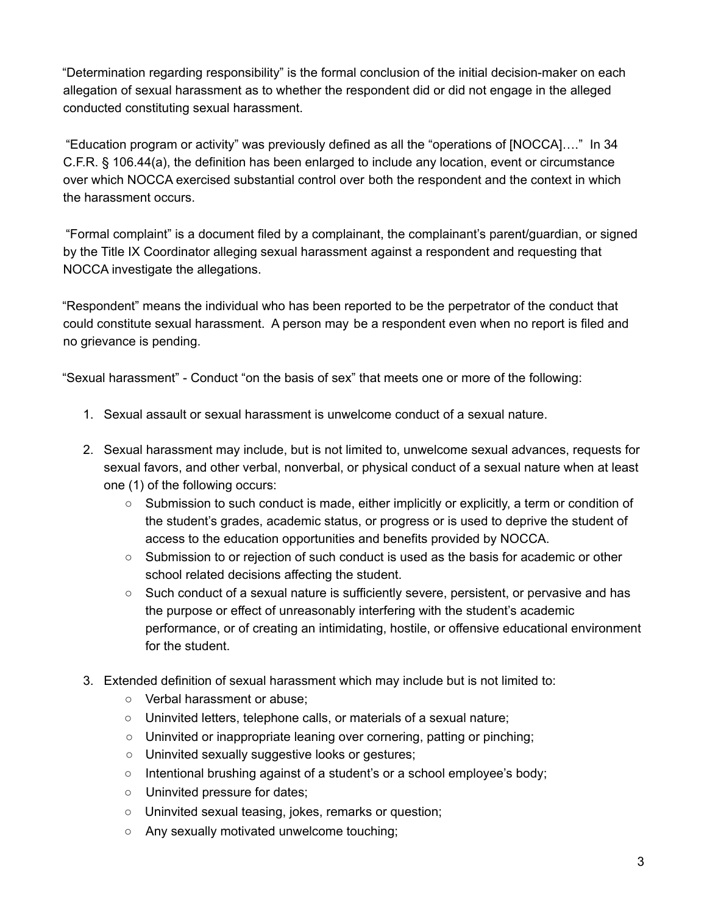"Determination regarding responsibility" is the formal conclusion of the initial decision-maker on each allegation of sexual harassment as to whether the respondent did or did not engage in the alleged conducted constituting sexual harassment.

"Education program or activity" was previously defined as all the "operations of [NOCCA]…." In 34 C.F.R. § 106.44(a), the definition has been enlarged to include any location, event or circumstance over which NOCCA exercised substantial control over both the respondent and the context in which the harassment occurs.

"Formal complaint" is a document filed by a complainant, the complainant's parent/guardian, or signed by the Title IX Coordinator alleging sexual harassment against a respondent and requesting that NOCCA investigate the allegations.

"Respondent" means the individual who has been reported to be the perpetrator of the conduct that could constitute sexual harassment. A person may be a respondent even when no report is filed and no grievance is pending.

"Sexual harassment" - Conduct "on the basis of sex" that meets one or more of the following:

1. Sexual assault or sexual harassment is unwelcome conduct of a sexual nature.

2. Sexual harassment may include, but is not limited to, unwelcome sexual advances, requests for sexual favors, and other verbal, nonverbal, or physical conduct of a sexual nature when at least one (1) of the following occurs:
   - Submission to such conduct is made, either implicitly or explicitly, a term or condition of the student's grades, academic status, or progress or is used to deprive the student of access to the education opportunities and benefits provided by NOCCA.
   - Submission to or rejection of such conduct is used as the basis for academic or other school related decisions affecting the student.
   - Such conduct of a sexual nature is sufficiently severe, persistent, or pervasive and has the purpose or effect of unreasonably interfering with the student's academic performance, or of creating an intimidating, hostile, or offensive educational environment for the student.

3. Extended definition of sexual harassment which may include but is not limited to:
   - Verbal harassment or abuse;
   - Uninvited letters, telephone calls, or materials of a sexual nature;
   - Uninvited or inappropriate leaning over cornering, patting or pinching;
   - Uninvited sexually suggestive looks or gestures;
   - Intentional brushing against of a student's or a school employee's body;
   - Uninvited pressure for dates;
   - Uninvited sexual teasing, jokes, remarks or question;
   - Any sexually motivated unwelcome touching;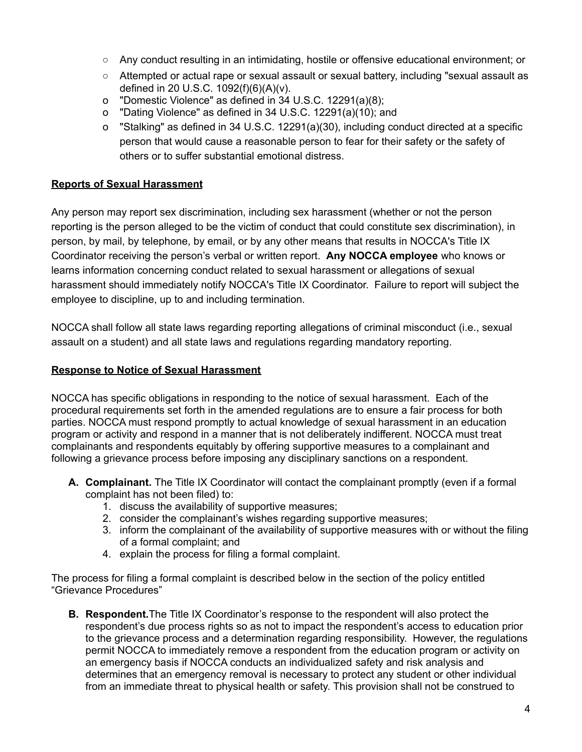- Any conduct resulting in an intimidating, hostile or offensive educational environment; or
- Attempted or actual rape or sexual assault or sexual battery, including "sexual assault as defined in 20 U.S.C. 1092(f)(6)(A)(v).
- "Domestic Violence" as defined in 34 U.S.C. 12291(a)(8);
- "Dating Violence" as defined in 34 U.S.C. 12291(a)(10); and
- "Stalking" as defined in 34 U.S.C. 12291(a)(30), including conduct directed at a specific person that would cause a reasonable person to fear for their safety or the safety of others or to suffer substantial emotional distress.

**Reports of Sexual Harassment**

Any person may report sex discrimination, including sex harassment (whether or not the person reporting is the person alleged to be the victim of conduct that could constitute sex discrimination), in person, by mail, by telephone, by email, or by any other means that results in NOCCA's Title IX Coordinator receiving the person's verbal or written report. **Any NOCCA employee** who knows or learns information concerning conduct related to sexual harassment or allegations of sexual harassment should immediately notify NOCCA's Title IX Coordinator. Failure to report will subject the employee to discipline, up to and including termination.

NOCCA shall follow all state laws regarding reporting allegations of criminal misconduct (i.e., sexual assault on a student) and all state laws and regulations regarding mandatory reporting.

**Response to Notice of Sexual Harassment**

NOCCA has specific obligations in responding to the notice of sexual harassment. Each of the procedural requirements set forth in the amended regulations are to ensure a fair process for both parties. NOCCA must respond promptly to actual knowledge of sexual harassment in an education program or activity and respond in a manner that is not deliberately indifferent. NOCCA must treat complainants and respondents equitably by offering supportive measures to a complainant and following a grievance process before imposing any disciplinary sanctions on a respondent.

**A. Complainant.** The Title IX Coordinator will contact the complainant promptly (even if a formal complaint has not been filed) to:

1. discuss the availability of supportive measures;
2. consider the complainant's wishes regarding supportive measures;
3. inform the complainant of the availability of supportive measures with or without the filing of a formal complaint; and
4. explain the process for filing a formal complaint.

The process for filing a formal complaint is described below in the section of the policy entitled "Grievance Procedures"

**B. Respondent.** The Title IX Coordinator's response to the respondent will also protect the respondent's due process rights so as not to impact the respondent's access to education prior to the grievance process and a determination regarding responsibility. However, the regulations permit NOCCA to immediately remove a respondent from the education program or activity on an emergency basis if NOCCA conducts an individualized safety and risk analysis and determines that an emergency removal is necessary to protect any student or other individual from an immediate threat to physical health or safety. This provision shall not be construed to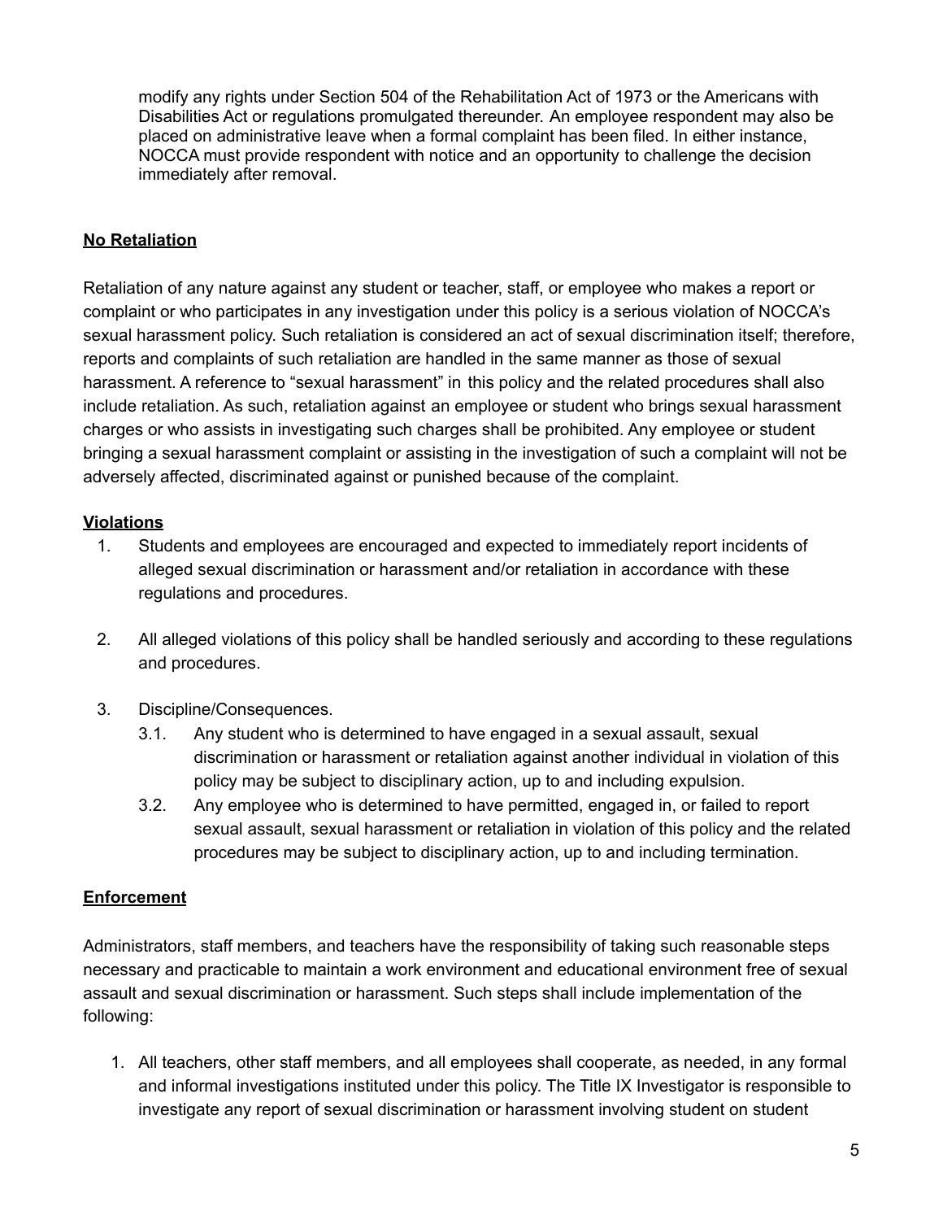modify any rights under Section 504 of the Rehabilitation Act of 1973 or the Americans with Disabilities Act or regulations promulgated thereunder. An employee respondent may also be placed on administrative leave when a formal complaint has been filed. In either instance, NOCCA must provide respondent with notice and an opportunity to challenge the decision immediately after removal.

**No Retaliation**

Retaliation of any nature against any student or teacher, staff, or employee who makes a report or complaint or who participates in any investigation under this policy is a serious violation of NOCCA's sexual harassment policy. Such retaliation is considered an act of sexual discrimination itself; therefore, reports and complaints of such retaliation are handled in the same manner as those of sexual harassment. A reference to "sexual harassment" in this policy and the related procedures shall also include retaliation. As such, retaliation against an employee or student who brings sexual harassment charges or who assists in investigating such charges shall be prohibited. Any employee or student bringing a sexual harassment complaint or assisting in the investigation of such a complaint will not be adversely affected, discriminated against or punished because of the complaint.

**Violations**

1. Students and employees are encouraged and expected to immediately report incidents of alleged sexual discrimination or harassment and/or retaliation in accordance with these regulations and procedures.

2. All alleged violations of this policy shall be handled seriously and according to these regulations and procedures.

3. Discipline/Consequences.
   - 3.1. Any student who is determined to have engaged in a sexual assault, sexual discrimination or harassment or retaliation against another individual in violation of this policy may be subject to disciplinary action, up to and including expulsion.
   - 3.2. Any employee who is determined to have permitted, engaged in, or failed to report sexual assault, sexual harassment or retaliation in violation of this policy and the related procedures may be subject to disciplinary action, up to and including termination.

**Enforcement**

Administrators, staff members, and teachers have the responsibility of taking such reasonable steps necessary and practicable to maintain a work environment and educational environment free of sexual assault and sexual discrimination or harassment. Such steps shall include implementation of the following:

1. All teachers, other staff members, and all employees shall cooperate, as needed, in any formal and informal investigations instituted under this policy. The Title IX Investigator is responsible to investigate any report of sexual discrimination or harassment involving student on student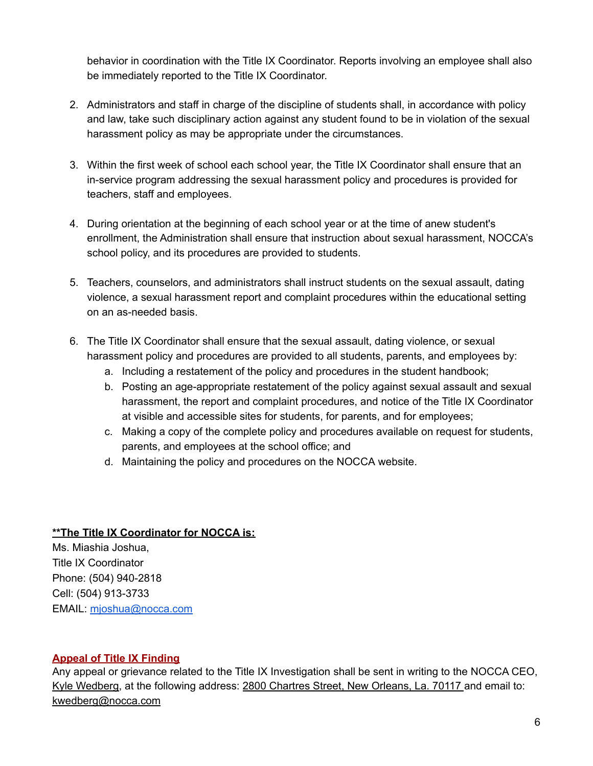behavior in coordination with the Title IX Coordinator. Reports involving an employee shall also be immediately reported to the Title IX Coordinator.

2. Administrators and staff in charge of the discipline of students shall, in accordance with policy and law, take such disciplinary action against any student found to be in violation of the sexual harassment policy as may be appropriate under the circumstances.

3. Within the first week of school each school year, the Title IX Coordinator shall ensure that an in-service program addressing the sexual harassment policy and procedures is provided for teachers, staff and employees.

4. During orientation at the beginning of each school year or at the time of anew student's enrollment, the Administration shall ensure that instruction about sexual harassment, NOCCA's school policy, and its procedures are provided to students.

5. Teachers, counselors, and administrators shall instruct students on the sexual assault, dating violence, a sexual harassment report and complaint procedures within the educational setting on an as-needed basis.

6. The Title IX Coordinator shall ensure that the sexual assault, dating violence, or sexual harassment policy and procedures are provided to all students, parents, and employees by:
   a. Including a restatement of the policy and procedures in the student handbook;
   b. Posting an age-appropriate restatement of the policy against sexual assault and sexual harassment, the report and complaint procedures, and notice of the Title IX Coordinator at visible and accessible sites for students, for parents, and for employees;
   c. Making a copy of the complete policy and procedures available on request for students, parents, and employees at the school office; and
   d. Maintaining the policy and procedures on the NOCCA website.

**<u>\*\*The Title IX Coordinator for NOCCA is:</u>**

Ms. Miashia Joshua,
Title IX Coordinator
Phone: (504) 940-2818
Cell: (504) 913-3733
EMAIL: mjoshua@nocca.com

**<u>Appeal of Title IX Finding</u>**

Any appeal or grievance related to the Title IX Investigation shall be sent in writing to the NOCCA CEO, Kyle Wedberg, at the following address: 2800 Chartres Street, New Orleans, La. 70117 and email to: kwedberg@nocca.com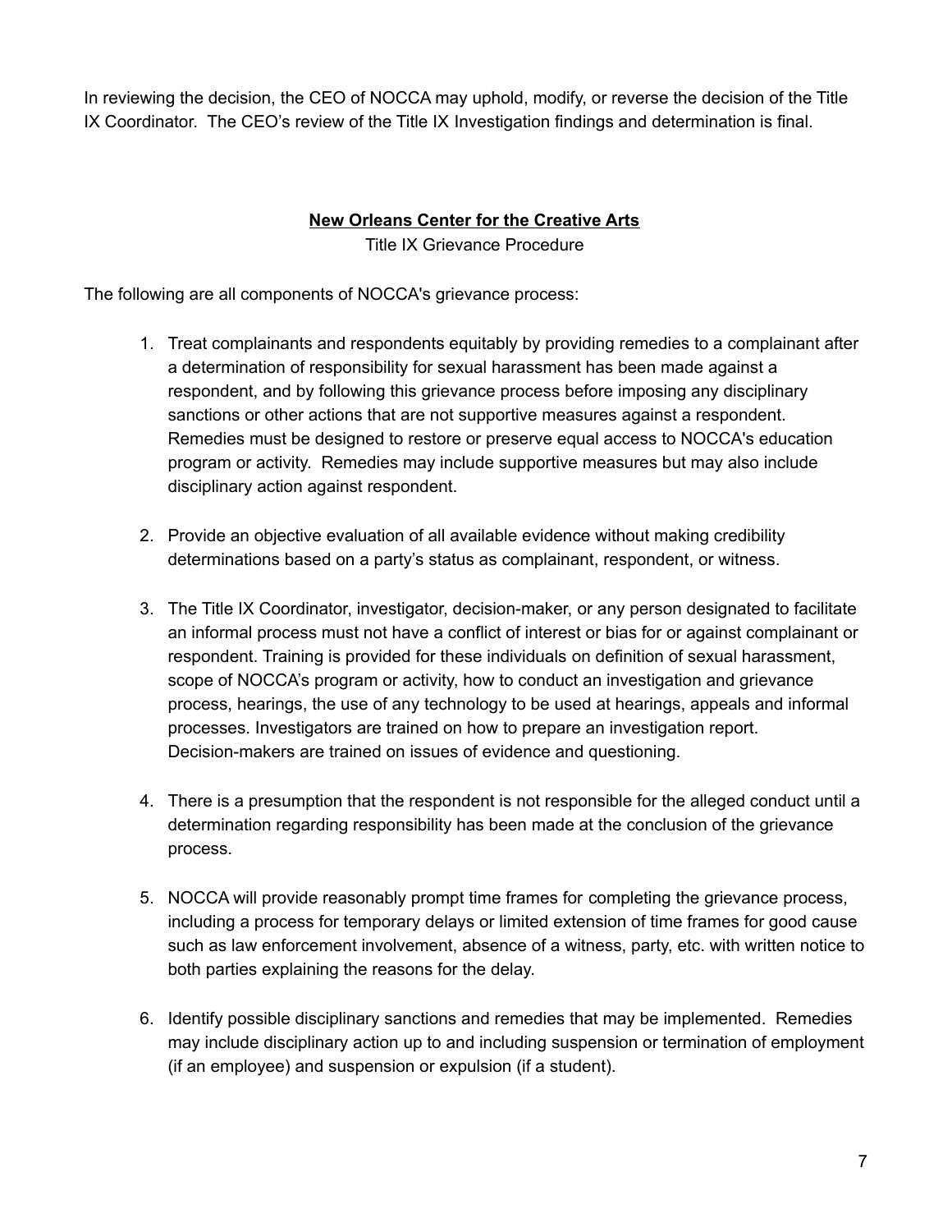In reviewing the decision, the CEO of NOCCA may uphold, modify, or reverse the decision of the Title IX Coordinator. The CEO's review of the Title IX Investigation findings and determination is final.

## **New Orleans Center for the Creative Arts**

Title IX Grievance Procedure

The following are all components of NOCCA's grievance process:

1. Treat complainants and respondents equitably by providing remedies to a complainant after a determination of responsibility for sexual harassment has been made against a respondent, and by following this grievance process before imposing any disciplinary sanctions or other actions that are not supportive measures against a respondent. Remedies must be designed to restore or preserve equal access to NOCCA's education program or activity. Remedies may include supportive measures but may also include disciplinary action against respondent.

2. Provide an objective evaluation of all available evidence without making credibility determinations based on a party's status as complainant, respondent, or witness.

3. The Title IX Coordinator, investigator, decision-maker, or any person designated to facilitate an informal process must not have a conflict of interest or bias for or against complainant or respondent. Training is provided for these individuals on definition of sexual harassment, scope of NOCCA's program or activity, how to conduct an investigation and grievance process, hearings, the use of any technology to be used at hearings, appeals and informal processes. Investigators are trained on how to prepare an investigation report. Decision-makers are trained on issues of evidence and questioning.

4. There is a presumption that the respondent is not responsible for the alleged conduct until a determination regarding responsibility has been made at the conclusion of the grievance process.

5. NOCCA will provide reasonably prompt time frames for completing the grievance process, including a process for temporary delays or limited extension of time frames for good cause such as law enforcement involvement, absence of a witness, party, etc. with written notice to both parties explaining the reasons for the delay.

6. Identify possible disciplinary sanctions and remedies that may be implemented. Remedies may include disciplinary action up to and including suspension or termination of employment (if an employee) and suspension or expulsion (if a student).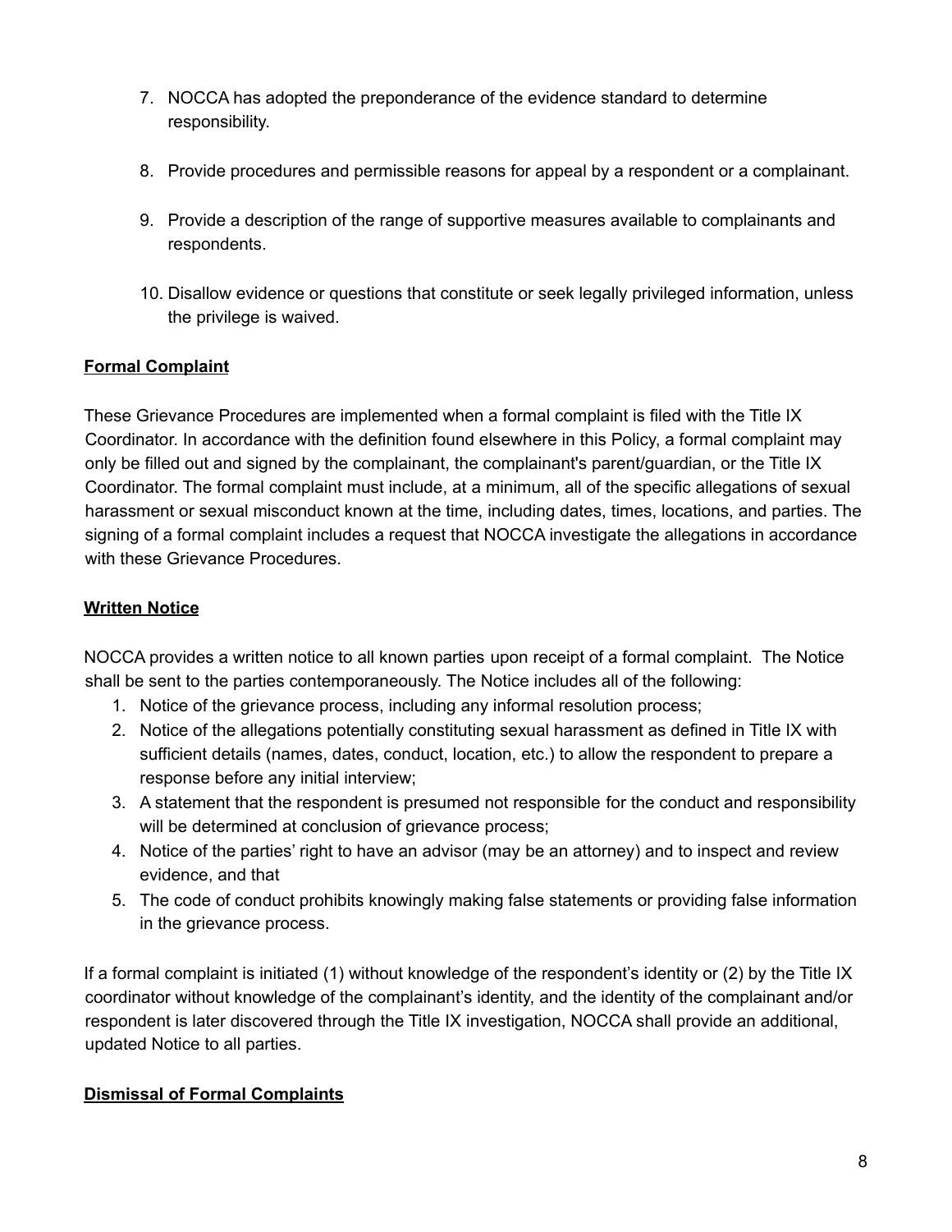7. NOCCA has adopted the preponderance of the evidence standard to determine responsibility.

8. Provide procedures and permissible reasons for appeal by a respondent or a complainant.

9. Provide a description of the range of supportive measures available to complainants and respondents.

10. Disallow evidence or questions that constitute or seek legally privileged information, unless the privilege is waived.

**Formal Complaint**

These Grievance Procedures are implemented when a formal complaint is filed with the Title IX Coordinator. In accordance with the definition found elsewhere in this Policy, a formal complaint may only be filled out and signed by the complainant, the complainant's parent/guardian, or the Title IX Coordinator. The formal complaint must include, at a minimum, all of the specific allegations of sexual harassment or sexual misconduct known at the time, including dates, times, locations, and parties. The signing of a formal complaint includes a request that NOCCA investigate the allegations in accordance with these Grievance Procedures.

**Written Notice**

NOCCA provides a written notice to all known parties upon receipt of a formal complaint. The Notice shall be sent to the parties contemporaneously. The Notice includes all of the following:

1. Notice of the grievance process, including any informal resolution process;
2. Notice of the allegations potentially constituting sexual harassment as defined in Title IX with sufficient details (names, dates, conduct, location, etc.) to allow the respondent to prepare a response before any initial interview;
3. A statement that the respondent is presumed not responsible for the conduct and responsibility will be determined at conclusion of grievance process;
4. Notice of the parties' right to have an advisor (may be an attorney) and to inspect and review evidence, and that
5. The code of conduct prohibits knowingly making false statements or providing false information in the grievance process.

If a formal complaint is initiated (1) without knowledge of the respondent's identity or (2) by the Title IX coordinator without knowledge of the complainant's identity, and the identity of the complainant and/or respondent is later discovered through the Title IX investigation, NOCCA shall provide an additional, updated Notice to all parties.

**Dismissal of Formal Complaints**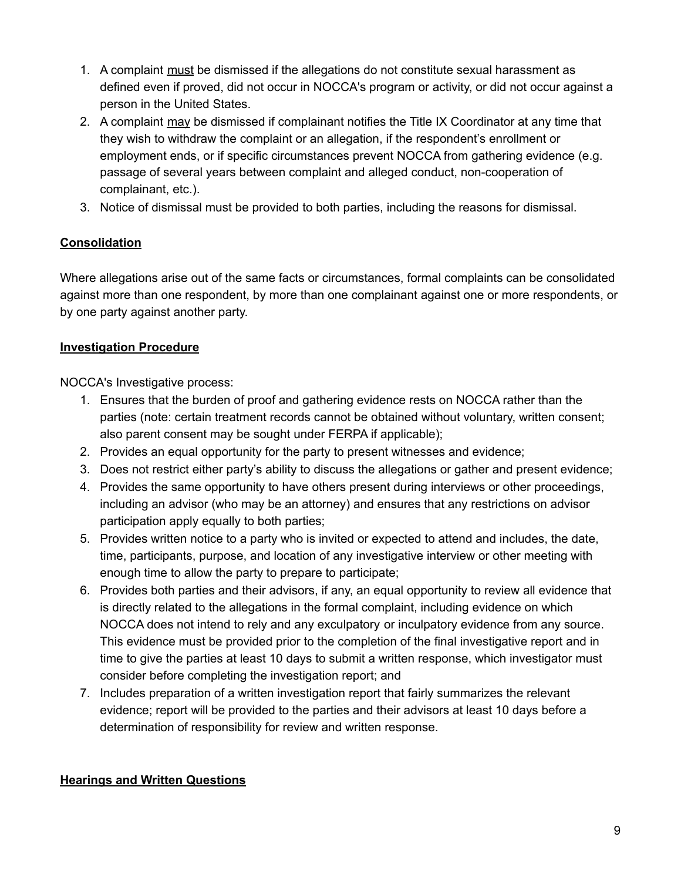1. A complaint <u>must</u> be dismissed if the allegations do not constitute sexual harassment as defined even if proved, did not occur in NOCCA's program or activity, or did not occur against a person in the United States.
2. A complaint <u>may</u> be dismissed if complainant notifies the Title IX Coordinator at any time that they wish to withdraw the complaint or an allegation, if the respondent's enrollment or employment ends, or if specific circumstances prevent NOCCA from gathering evidence (e.g. passage of several years between complaint and alleged conduct, non-cooperation of complainant, etc.).
3. Notice of dismissal must be provided to both parties, including the reasons for dismissal.

**<u>Consolidation</u>**

Where allegations arise out of the same facts or circumstances, formal complaints can be consolidated against more than one respondent, by more than one complainant against one or more respondents, or by one party against another party.

**<u>Investigation Procedure</u>**

NOCCA's Investigative process:

1. Ensures that the burden of proof and gathering evidence rests on NOCCA rather than the parties (note: certain treatment records cannot be obtained without voluntary, written consent; also parent consent may be sought under FERPA if applicable);
2. Provides an equal opportunity for the party to present witnesses and evidence;
3. Does not restrict either party's ability to discuss the allegations or gather and present evidence;
4. Provides the same opportunity to have others present during interviews or other proceedings, including an advisor (who may be an attorney) and ensures that any restrictions on advisor participation apply equally to both parties;
5. Provides written notice to a party who is invited or expected to attend and includes, the date, time, participants, purpose, and location of any investigative interview or other meeting with enough time to allow the party to prepare to participate;
6. Provides both parties and their advisors, if any, an equal opportunity to review all evidence that is directly related to the allegations in the formal complaint, including evidence on which NOCCA does not intend to rely and any exculpatory or inculpatory evidence from any source. This evidence must be provided prior to the completion of the final investigative report and in time to give the parties at least 10 days to submit a written response, which investigator must consider before completing the investigation report; and
7. Includes preparation of a written investigation report that fairly summarizes the relevant evidence; report will be provided to the parties and their advisors at least 10 days before a determination of responsibility for review and written response.

**<u>Hearings and Written Questions</u>**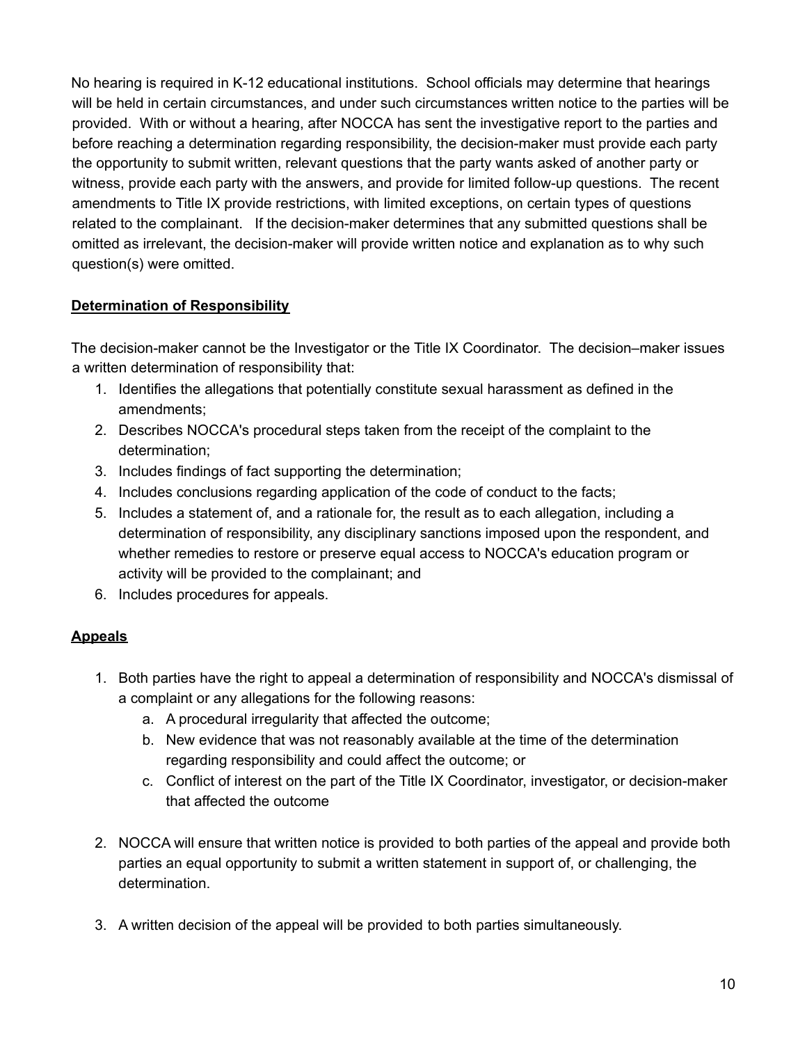No hearing is required in K-12 educational institutions. School officials may determine that hearings will be held in certain circumstances, and under such circumstances written notice to the parties will be provided. With or without a hearing, after NOCCA has sent the investigative report to the parties and before reaching a determination regarding responsibility, the decision-maker must provide each party the opportunity to submit written, relevant questions that the party wants asked of another party or witness, provide each party with the answers, and provide for limited follow-up questions. The recent amendments to Title IX provide restrictions, with limited exceptions, on certain types of questions related to the complainant. If the decision-maker determines that any submitted questions shall be omitted as irrelevant, the decision-maker will provide written notice and explanation as to why such question(s) were omitted.

**Determination of Responsibility**

The decision-maker cannot be the Investigator or the Title IX Coordinator. The decision–maker issues a written determination of responsibility that:

1. Identifies the allegations that potentially constitute sexual harassment as defined in the amendments;
2. Describes NOCCA's procedural steps taken from the receipt of the complaint to the determination;
3. Includes findings of fact supporting the determination;
4. Includes conclusions regarding application of the code of conduct to the facts;
5. Includes a statement of, and a rationale for, the result as to each allegation, including a determination of responsibility, any disciplinary sanctions imposed upon the respondent, and whether remedies to restore or preserve equal access to NOCCA's education program or activity will be provided to the complainant; and
6. Includes procedures for appeals.

**Appeals**

1. Both parties have the right to appeal a determination of responsibility and NOCCA's dismissal of a complaint or any allegations for the following reasons:
    a. A procedural irregularity that affected the outcome;
    b. New evidence that was not reasonably available at the time of the determination regarding responsibility and could affect the outcome; or
    c. Conflict of interest on the part of the Title IX Coordinator, investigator, or decision-maker that affected the outcome

2. NOCCA will ensure that written notice is provided to both parties of the appeal and provide both parties an equal opportunity to submit a written statement in support of, or challenging, the determination.

3. A written decision of the appeal will be provided to both parties simultaneously.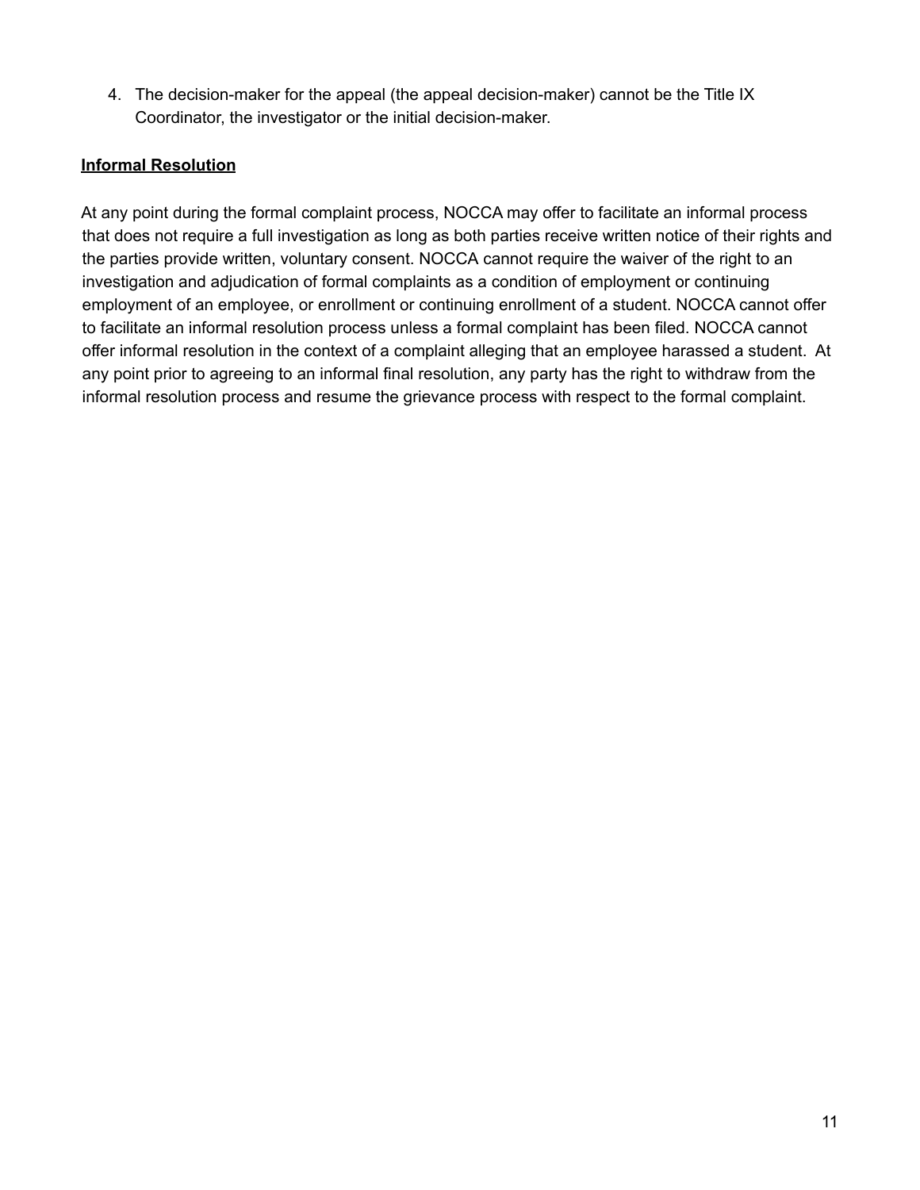4. The decision-maker for the appeal (the appeal decision-maker) cannot be the Title IX Coordinator, the investigator or the initial decision-maker.

**Informal Resolution**

At any point during the formal complaint process, NOCCA may offer to facilitate an informal process that does not require a full investigation as long as both parties receive written notice of their rights and the parties provide written, voluntary consent. NOCCA cannot require the waiver of the right to an investigation and adjudication of formal complaints as a condition of employment or continuing employment of an employee, or enrollment or continuing enrollment of a student. NOCCA cannot offer to facilitate an informal resolution process unless a formal complaint has been filed. NOCCA cannot offer informal resolution in the context of a complaint alleging that an employee harassed a student. At any point prior to agreeing to an informal final resolution, any party has the right to withdraw from the informal resolution process and resume the grievance process with respect to the formal complaint.